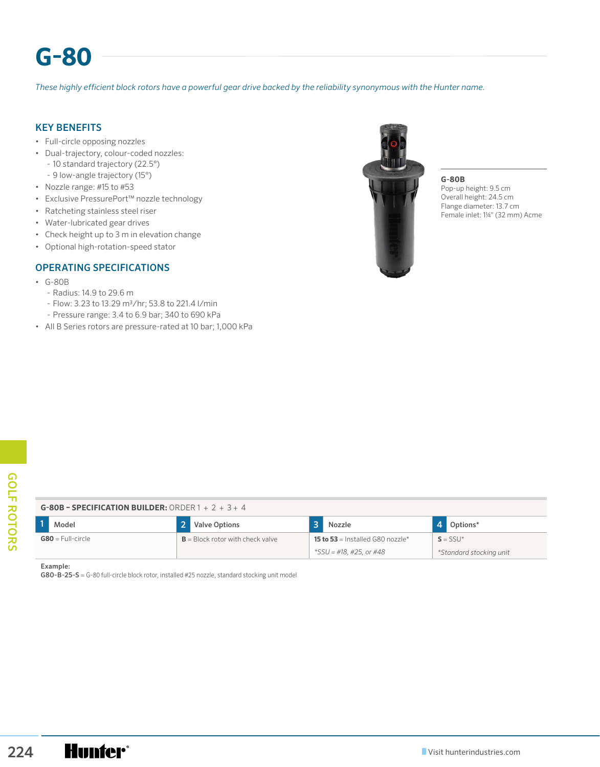# G-80

*These highly efficient block rotors have a powerful gear drive backed by the reliability synonymous with the Hunter name.*

## KEY BENEFITS

- Full-circle opposing nozzles
- Dual-trajectory, colour-coded nozzles:
  - 10 standard trajectory (22.5°)
  - 9 low-angle trajectory (15°)
- Nozzle range: #15 to #53
- Exclusive PressurePort™ nozzle technology
- Ratcheting stainless steel riser
- Water-lubricated gear drives
- Check height up to 3 m in elevation change
- Optional high-rotation-speed stator

## OPERATING SPECIFICATIONS

- G-80B
  - Radius: 14.9 to 29.6 m
  - Flow: 3.23 to 13.29 m³/hr; 53.8 to 221.4 l/min
  - Pressure range: 3.4 to 6.9 bar; 340 to 690 kPa
- All B Series rotors are pressure-rated at 10 bar; 1,000 kPa

**G-80B**
Pop-up height: 9.5 cm
Overall height: 24.5 cm
Flange diameter: 13.7 cm
Female inlet: 1¼" (32 mm) Acme

**G-80B – SPECIFICATION BUILDER:** ORDER 1 + 2 + 3 + 4

| 1 Model | 2 Valve Options | 3 Nozzle | 4 Options* |
|---|---|---|---|
| **G80** = Full-circle | **B** = Block rotor with check valve | **15 to 53** = Installed G80 nozzle* | **S** = SSU* |
| | | *\*SSU = #18, #25, or #48* | *\*Standard stocking unit* |

**Example:**
**G80-B-25-S** = G-80 full-circle block rotor, installed #25 nozzle, standard stocking unit model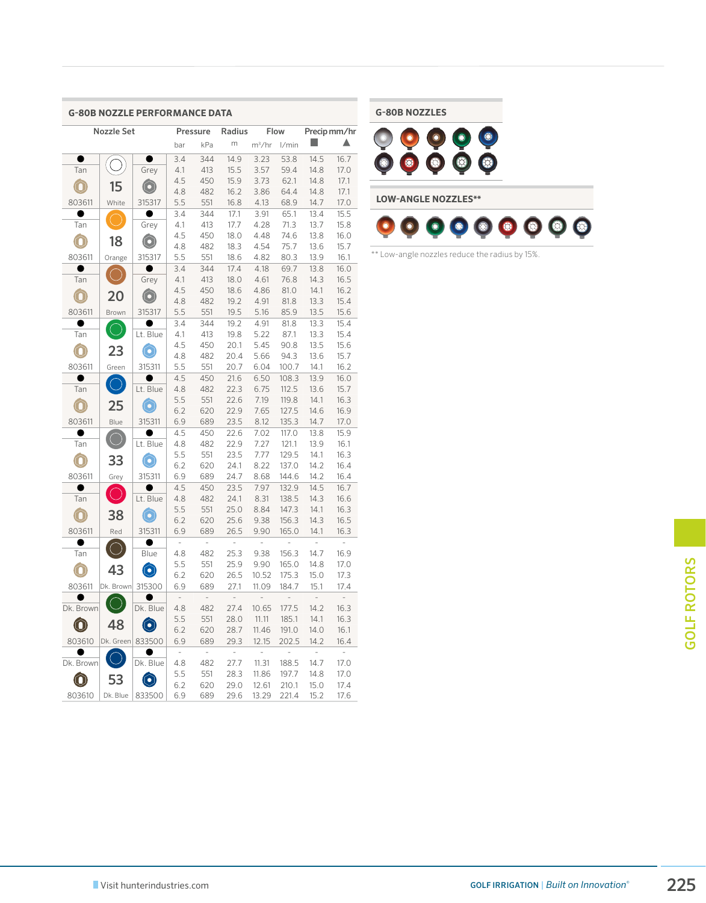## G-80B NOZZLE PERFORMANCE DATA

| Nozzle Set | | | Pressure | | Radius | Flow | | Precip mm/hr | |
|---|---|---|---|---|---|---|---|---|---|
| | | | bar | kPa | m | m³/hr | l/min | ■ | ▲ |
| Tan 803611 | 15 White | Grey 315317 | 3.4 | 344 | 14.9 | 3.23 | 53.8 | 14.5 | 16.7 |
| | | | 4.1 | 413 | 15.5 | 3.57 | 59.4 | 14.8 | 17.0 |
| | | | 4.5 | 450 | 15.9 | 3.73 | 62.1 | 14.8 | 17.1 |
| | | | 4.8 | 482 | 16.2 | 3.86 | 64.4 | 14.8 | 17.1 |
| | | | 5.5 | 551 | 16.8 | 4.13 | 68.9 | 14.7 | 17.0 |
| Tan 803611 | 18 Orange | Grey 315317 | 3.4 | 344 | 17.1 | 3.91 | 65.1 | 13.4 | 15.5 |
| | | | 4.1 | 413 | 17.7 | 4.28 | 71.3 | 13.7 | 15.8 |
| | | | 4.5 | 450 | 18.0 | 4.48 | 74.6 | 13.8 | 16.0 |
| | | | 4.8 | 482 | 18.3 | 4.54 | 75.7 | 13.6 | 15.7 |
| | | | 5.5 | 551 | 18.6 | 4.82 | 80.3 | 13.9 | 16.1 |
| Tan 803611 | 20 Brown | Grey 315317 | 3.4 | 344 | 17.4 | 4.18 | 69.7 | 13.8 | 16.0 |
| | | | 4.1 | 413 | 18.0 | 4.61 | 76.8 | 14.3 | 16.5 |
| | | | 4.5 | 450 | 18.6 | 4.86 | 81.0 | 14.1 | 16.2 |
| | | | 4.8 | 482 | 19.2 | 4.91 | 81.8 | 13.3 | 15.4 |
| | | | 5.5 | 551 | 19.5 | 5.16 | 85.9 | 13.5 | 15.6 |
| Tan 803611 | 23 Green | Lt. Blue 315311 | 3.4 | 344 | 19.2 | 4.91 | 81.8 | 13.3 | 15.4 |
| | | | 4.1 | 413 | 19.8 | 5.22 | 87.1 | 13.3 | 15.4 |
| | | | 4.5 | 450 | 20.1 | 5.45 | 90.8 | 13.5 | 15.6 |
| | | | 4.8 | 482 | 20.4 | 5.66 | 94.3 | 13.6 | 15.7 |
| | | | 5.5 | 551 | 20.7 | 6.04 | 100.7 | 14.1 | 16.2 |
| Tan 803611 | 25 Blue | Lt. Blue 315311 | 4.5 | 450 | 21.6 | 6.50 | 108.3 | 13.9 | 16.0 |
| | | | 4.8 | 482 | 22.3 | 6.75 | 112.5 | 13.6 | 15.7 |
| | | | 5.5 | 551 | 22.6 | 7.19 | 119.8 | 14.1 | 16.3 |
| | | | 6.2 | 620 | 22.9 | 7.65 | 127.5 | 14.6 | 16.9 |
| | | | 6.9 | 689 | 23.5 | 8.12 | 135.3 | 14.7 | 17.0 |
| Tan 803611 | 33 Grey | Lt. Blue 315311 | 4.5 | 450 | 22.6 | 7.02 | 117.0 | 13.8 | 15.9 |
| | | | 4.8 | 482 | 22.9 | 7.27 | 121.1 | 13.9 | 16.1 |
| | | | 5.5 | 551 | 23.5 | 7.77 | 129.5 | 14.1 | 16.3 |
| | | | 6.2 | 620 | 24.1 | 8.22 | 137.0 | 14.2 | 16.4 |
| | | | 6.9 | 689 | 24.7 | 8.68 | 144.6 | 14.2 | 16.4 |
| Tan 803611 | 38 Red | Lt. Blue 315311 | 4.5 | 450 | 23.5 | 7.97 | 132.9 | 14.5 | 16.7 |
| | | | 4.8 | 482 | 24.1 | 8.31 | 138.5 | 14.3 | 16.6 |
| | | | 5.5 | 551 | 25.0 | 8.84 | 147.3 | 14.1 | 16.3 |
| | | | 6.2 | 620 | 25.6 | 9.38 | 156.3 | 14.3 | 16.5 |
| | | | 6.9 | 689 | 26.5 | 9.90 | 165.0 | 14.1 | 16.3 |
| Tan 803611 | 43 Dk. Brown | Blue 315300 | - | - | - | - | - | - | - |
| | | | 4.8 | 482 | 25.3 | 9.38 | 156.3 | 14.7 | 16.9 |
| | | | 5.5 | 551 | 25.9 | 9.90 | 165.0 | 14.8 | 17.0 |
| | | | 6.2 | 620 | 26.5 | 10.52 | 175.3 | 15.0 | 17.3 |
| | | | 6.9 | 689 | 27.1 | 11.09 | 184.7 | 15.1 | 17.4 |
| Dk. Brown 803610 | 48 Dk. Green | Dk. Blue 833500 | - | - | - | - | - | - | - |
| | | | 4.8 | 482 | 27.4 | 10.65 | 177.5 | 14.2 | 16.3 |
| | | | 5.5 | 551 | 28.0 | 11.11 | 185.1 | 14.1 | 16.3 |
| | | | 6.2 | 620 | 28.7 | 11.46 | 191.0 | 14.0 | 16.1 |
| | | | 6.9 | 689 | 29.3 | 12.15 | 202.5 | 14.2 | 16.4 |
| Dk. Brown 803610 | 53 Dk. Blue | Dk. Blue 833500 | - | - | - | - | - | - | - |
| | | | 4.8 | 482 | 27.7 | 11.31 | 188.5 | 14.7 | 17.0 |
| | | | 5.5 | 551 | 28.3 | 11.86 | 197.7 | 14.8 | 17.0 |
| | | | 6.2 | 620 | 29.0 | 12.61 | 210.1 | 15.0 | 17.4 |
| | | | 6.9 | 689 | 29.6 | 13.29 | 221.4 | 15.2 | 17.6 |

## G-80B NOZZLES

## LOW-ANGLE NOZZLES**

** Low-angle nozzles reduce the radius by 15%.

Visit hunterindustries.com

GOLF IRRIGATION | *Built on Innovation®*